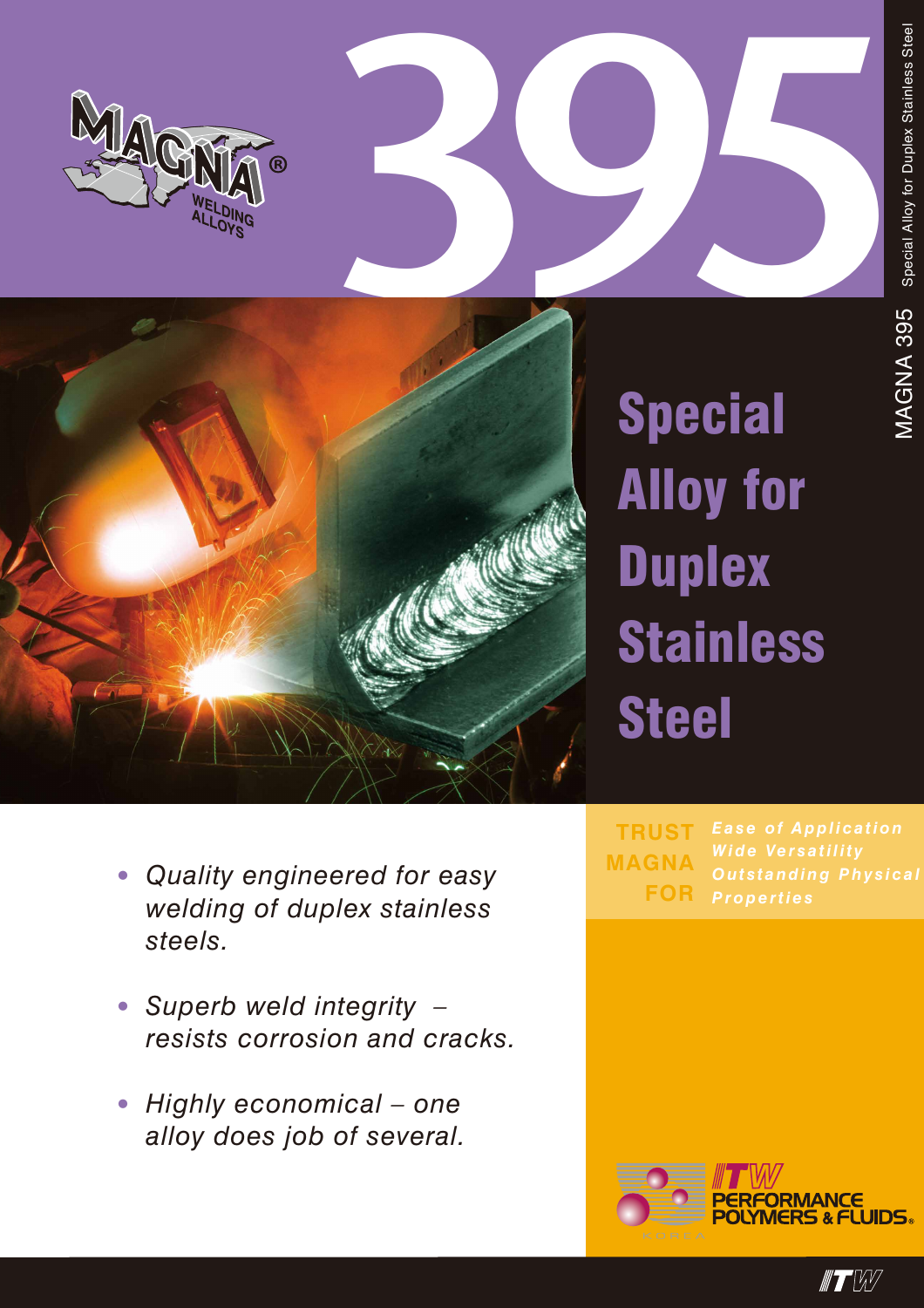# 395

MAGNA 395 Special Alloy for Duplex Stainless Steel

## Special Alloy for Duplex Stainless Steel

- *Quality engineered for easy welding of duplex stainless steels.*
- *Superb weld integrity – resists corrosion and cracks.*
- *Highly economical – one alloy does job of several.*

**TRUST MAGNA FOR**

*Ease of Application*
*Wide Versatility*
*Outstanding Physical Properties*

ITW PERFORMANCE POLYMERS & FLUIDS KOREA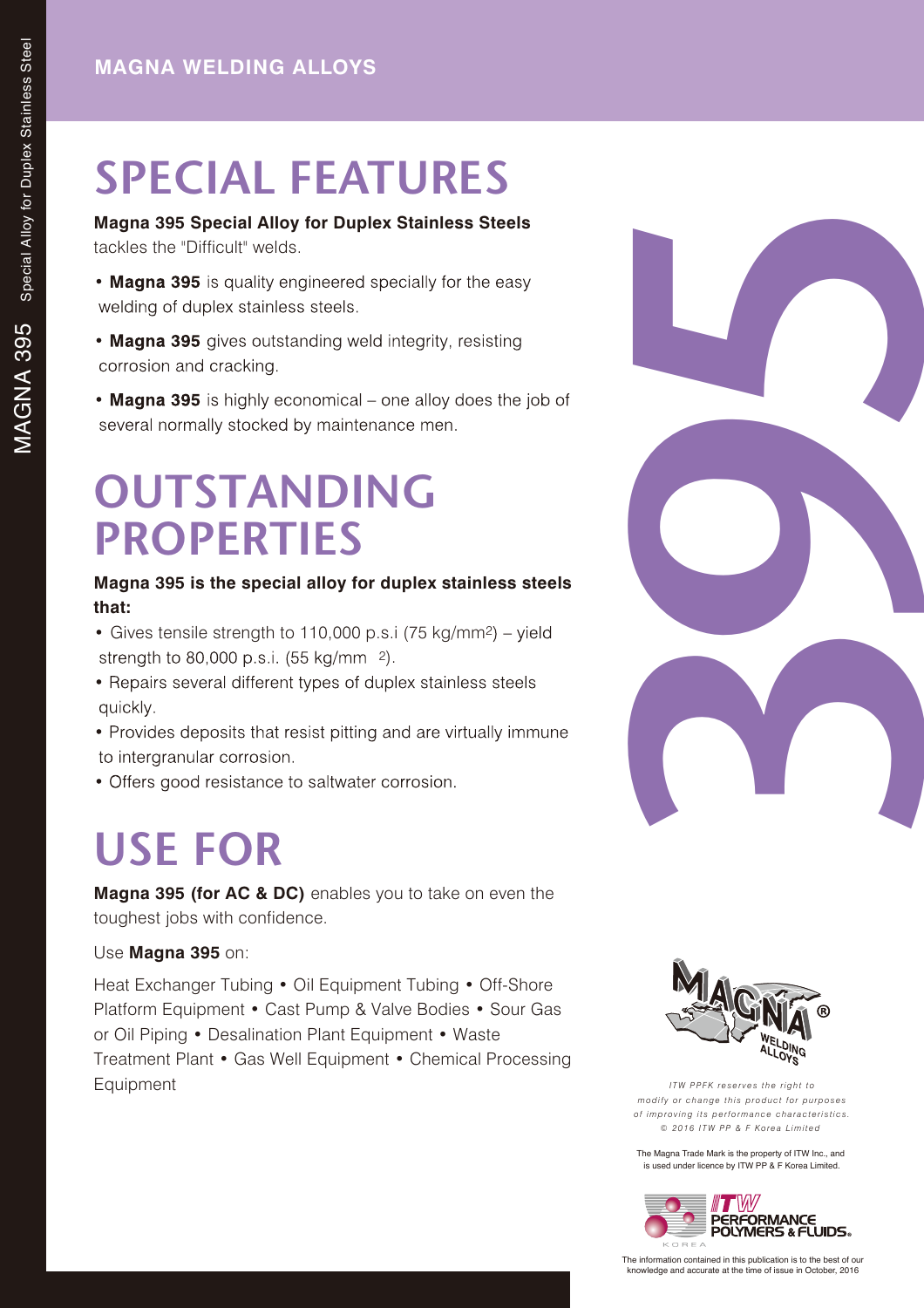# SPECIAL FEATURES

**Magna 395 Special Alloy for Duplex Stainless Steels** tackles the "Difficult" welds.

- **Magna 395** is quality engineered specially for the easy welding of duplex stainless steels.
- **Magna 395** gives outstanding weld integrity, resisting corrosion and cracking.
- **Magna 395** is highly economical – one alloy does the job of several normally stocked by maintenance men.

# OUTSTANDING PROPERTIES

**Magna 395 is the special alloy for duplex stainless steels that:**

- Gives tensile strength to 110,000 p.s.i (75 kg/mm$^2$) – yield strength to 80,000 p.s.i. (55 kg/mm $^2$).
- Repairs several different types of duplex stainless steels quickly.
- Provides deposits that resist pitting and are virtually immune to intergranular corrosion.
- Offers good resistance to saltwater corrosion.

# USE FOR

**Magna 395 (for AC & DC)** enables you to take on even the toughest jobs with confidence.

Use **Magna 395** on:

Heat Exchanger Tubing • Oil Equipment Tubing • Off-Shore Platform Equipment • Cast Pump & Valve Bodies • Sour Gas or Oil Piping • Desalination Plant Equipment • Waste Treatment Plant • Gas Well Equipment • Chemical Processing Equipment

*ITW PPFK reserves the right to modify or change this product for purposes of improving its performance characteristics. © 2016 ITW PP & F Korea Limited*

The Magna Trade Mark is the property of ITW Inc., and is used under licence by ITW PP & F Korea Limited.

The information contained in this publication is to the best of our knowledge and accurate at the time of issue in October, 2016